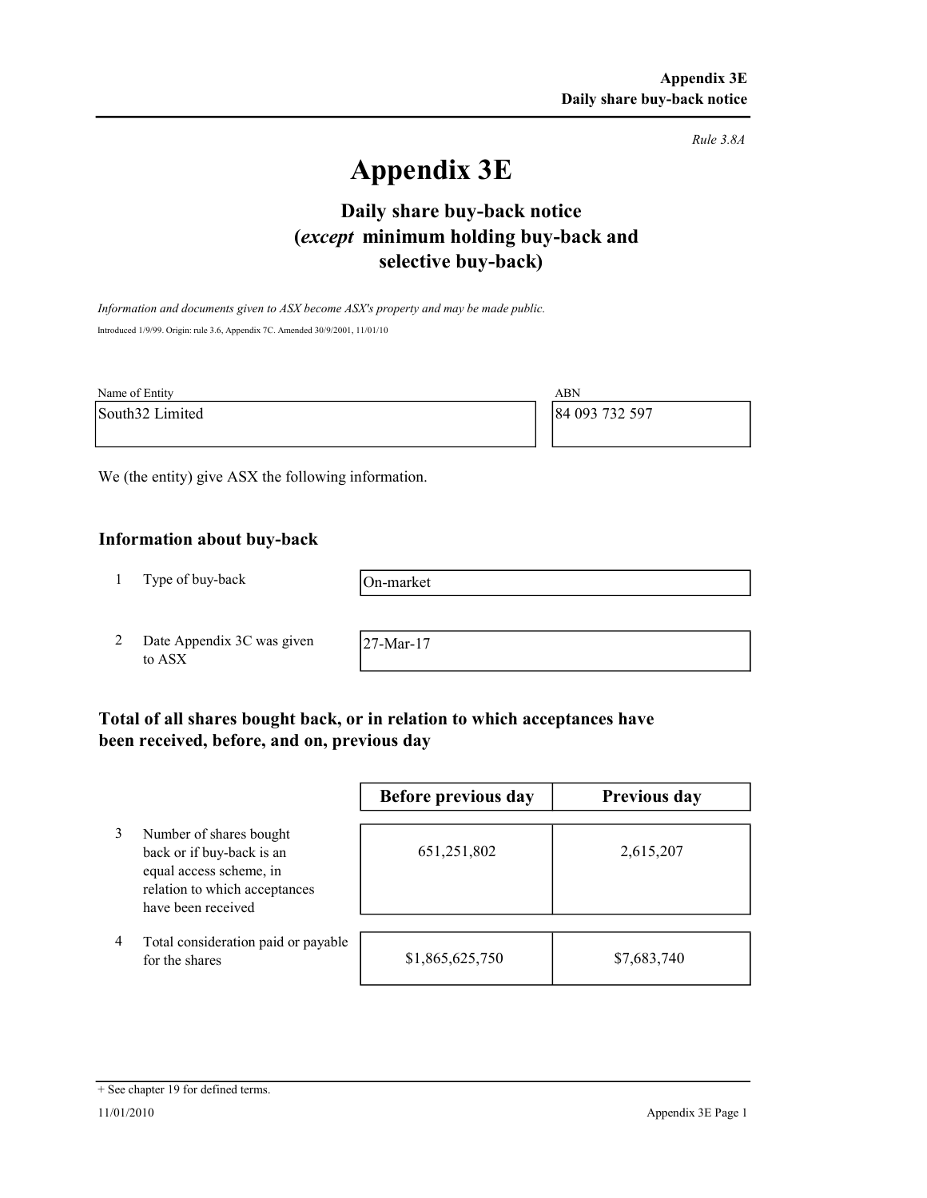Rule 3.8A

# Appendix 3E

## Daily share buy-back notice (*except* minimum holding buy-back and selective buy-back)

*Information and documents given to ASX become ASX's property and may be made public.*

Introduced 1/9/99. Origin: rule 3.6, Appendix 7C. Amended 30/9/2001, 11/01/10

| Name of Entity | ABN |
|---|---|
| South32 Limited | 84 093 732 597 |

We (the entity) give ASX the following information.

### Information about buy-back

| | | |
|---|---|---|
| 1 | Type of buy-back | On-market |
| 2 | Date Appendix 3C was given to ASX | 27-Mar-17 |

### Total of all shares bought back, or in relation to which acceptances have been received, before, and on, previous day

| | | Before previous day | Previous day |
|---|---|---|---|
| 3 | Number of shares bought back or if buy-back is an equal access scheme, in relation to which acceptances have been received | 651,251,802 | 2,615,207 |
| 4 | Total consideration paid or payable for the shares | $1,865,625,750 | $7,683,740 |

+ See chapter 19 for defined terms.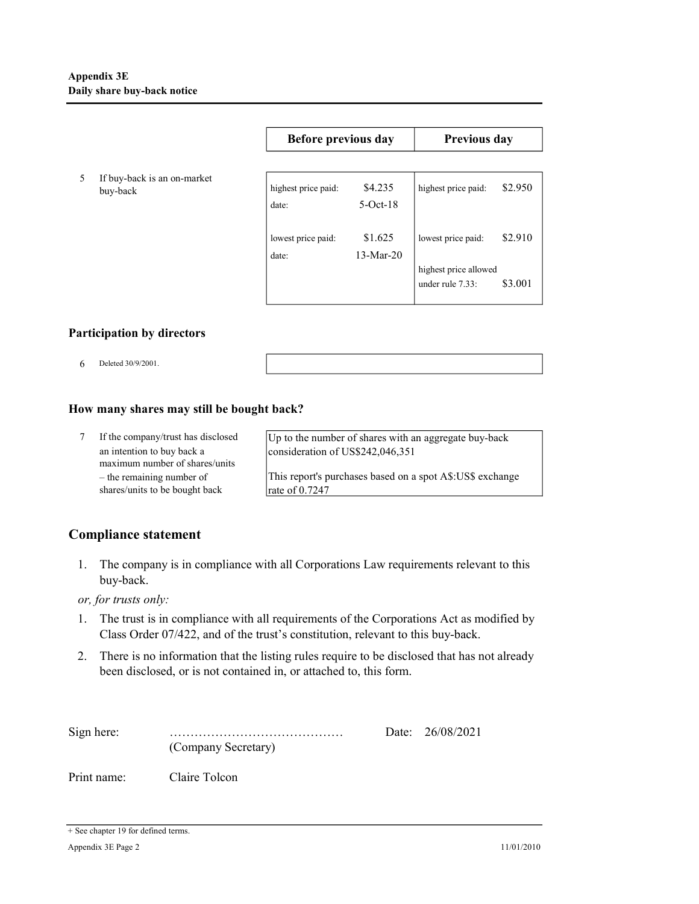**Appendix 3E**
**Daily share buy-back notice**

| | Before previous day | | Previous day | |
|---|---|---|---|---|
| 5 If buy-back is an on-market buy-back | highest price paid: | $4.235 | highest price paid: | $2.950 |
| | date: | 5-Oct-18 | | |
| | lowest price paid: | $1.625 | lowest price paid: | $2.910 |
| | date: | 13-Mar-20 | | |
| | | | highest price allowed under rule 7.33: | $3.001 |

## Participation by directors

| | |
|---|---|
| 6 Deleted 30/9/2001. | |

## How many shares may still be bought back?

| | |
|---|---|
| 7 If the company/trust has disclosed an intention to buy back a maximum number of shares/units – the remaining number of shares/units to be bought back | Up to the number of shares with an aggregate buy-back consideration of US$242,046,351<br><br>This report's purchases based on a spot A$:US$ exchange rate of 0.7247 |

## Compliance statement

1. The company is in compliance with all Corporations Law requirements relevant to this buy-back.

*or, for trusts only:*

1. The trust is in compliance with all requirements of the Corporations Act as modified by Class Order 07/422, and of the trust's constitution, relevant to this buy-back.
2. There is no information that the listing rules require to be disclosed that has not already been disclosed, or is not contained in, or attached to, this form.

Sign here: …………………………………… (Company Secretary) Date: 26/08/2021

Print name: Claire Tolcon

+ See chapter 19 for defined terms.